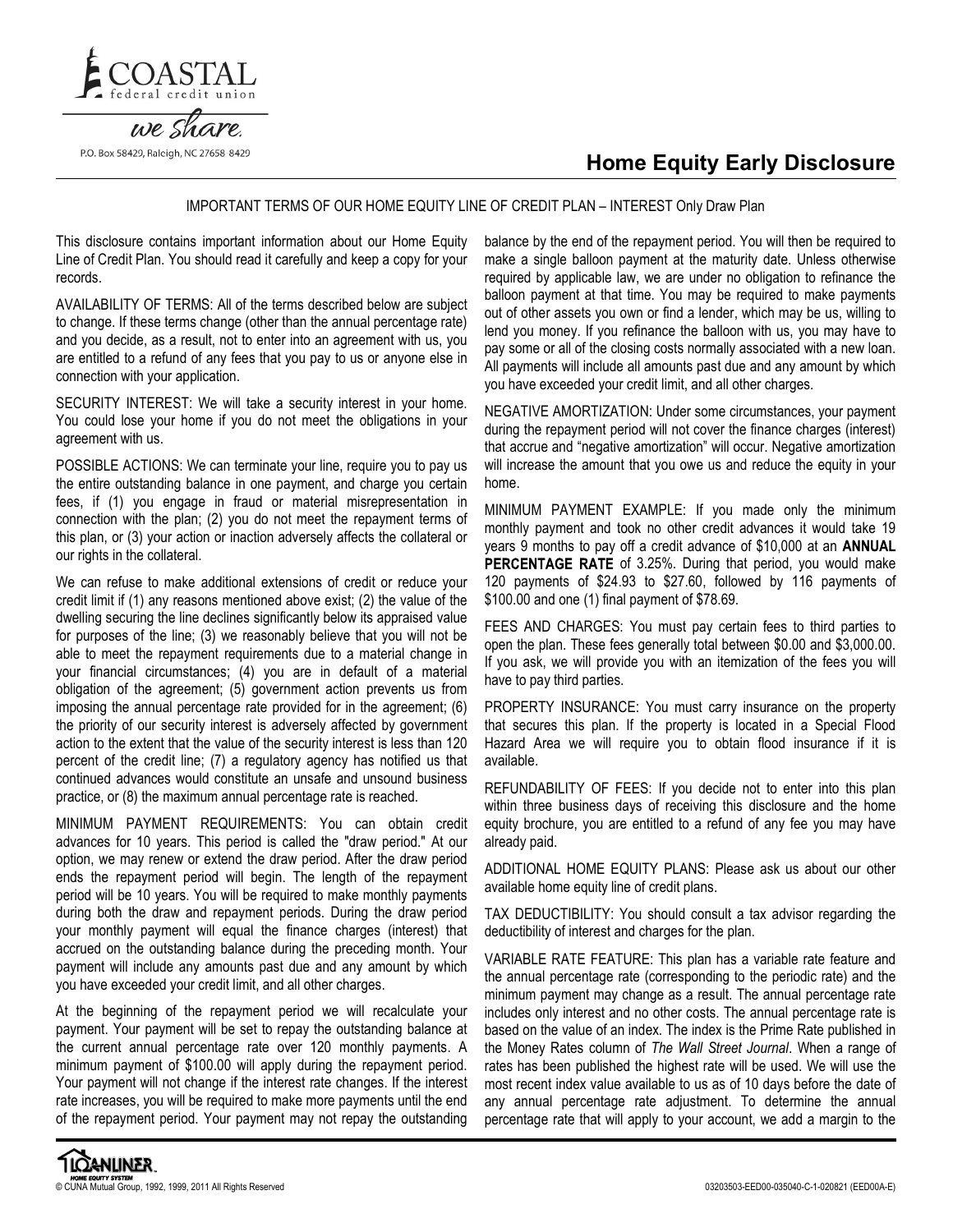COASTAL federal credit union

we share.

P.O. Box 58429, Raleigh, NC 27658 8429

# Home Equity Early Disclosure

IMPORTANT TERMS OF OUR HOME EQUITY LINE OF CREDIT PLAN – INTEREST Only Draw Plan

This disclosure contains important information about our Home Equity Line of Credit Plan. You should read it carefully and keep a copy for your records.

AVAILABILITY OF TERMS: All of the terms described below are subject to change. If these terms change (other than the annual percentage rate) and you decide, as a result, not to enter into an agreement with us, you are entitled to a refund of any fees that you pay to us or anyone else in connection with your application.

SECURITY INTEREST: We will take a security interest in your home. You could lose your home if you do not meet the obligations in your agreement with us.

POSSIBLE ACTIONS: We can terminate your line, require you to pay us the entire outstanding balance in one payment, and charge you certain fees, if (1) you engage in fraud or material misrepresentation in connection with the plan; (2) you do not meet the repayment terms of this plan, or (3) your action or inaction adversely affects the collateral or our rights in the collateral.

We can refuse to make additional extensions of credit or reduce your credit limit if (1) any reasons mentioned above exist; (2) the value of the dwelling securing the line declines significantly below its appraised value for purposes of the line; (3) we reasonably believe that you will not be able to meet the repayment requirements due to a material change in your financial circumstances; (4) you are in default of a material obligation of the agreement; (5) government action prevents us from imposing the annual percentage rate provided for in the agreement; (6) the priority of our security interest is adversely affected by government action to the extent that the value of the security interest is less than 120 percent of the credit line; (7) a regulatory agency has notified us that continued advances would constitute an unsafe and unsound business practice, or (8) the maximum annual percentage rate is reached.

MINIMUM PAYMENT REQUIREMENTS: You can obtain credit advances for 10 years. This period is called the "draw period." At our option, we may renew or extend the draw period. After the draw period ends the repayment period will begin. The length of the repayment period will be 10 years. You will be required to make monthly payments during both the draw and repayment periods. During the draw period your monthly payment will equal the finance charges (interest) that accrued on the outstanding balance during the preceding month. Your payment will include any amounts past due and any amount by which you have exceeded your credit limit, and all other charges.

At the beginning of the repayment period we will recalculate your payment. Your payment will be set to repay the outstanding balance at the current annual percentage rate over 120 monthly payments. A minimum payment of $100.00 will apply during the repayment period. Your payment will not change if the interest rate changes. If the interest rate increases, you will be required to make more payments until the end of the repayment period. Your payment may not repay the outstanding balance by the end of the repayment period. You will then be required to make a single balloon payment at the maturity date. Unless otherwise required by applicable law, we are under no obligation to refinance the balloon payment at that time. You may be required to make payments out of other assets you own or find a lender, which may be us, willing to lend you money. If you refinance the balloon with us, you may have to pay some or all of the closing costs normally associated with a new loan. All payments will include all amounts past due and any amount by which you have exceeded your credit limit, and all other charges.

NEGATIVE AMORTIZATION: Under some circumstances, your payment during the repayment period will not cover the finance charges (interest) that accrue and "negative amortization" will occur. Negative amortization will increase the amount that you owe us and reduce the equity in your home.

MINIMUM PAYMENT EXAMPLE: If you made only the minimum monthly payment and took no other credit advances it would take 19 years 9 months to pay off a credit advance of $10,000 at an **ANNUAL PERCENTAGE RATE** of 3.25%. During that period, you would make 120 payments of $24.93 to $27.60, followed by 116 payments of $100.00 and one (1) final payment of $78.69.

FEES AND CHARGES: You must pay certain fees to third parties to open the plan. These fees generally total between $0.00 and $3,000.00. If you ask, we will provide you with an itemization of the fees you will have to pay third parties.

PROPERTY INSURANCE: You must carry insurance on the property that secures this plan. If the property is located in a Special Flood Hazard Area we will require you to obtain flood insurance if it is available.

REFUNDABILITY OF FEES: If you decide not to enter into this plan within three business days of receiving this disclosure and the home equity brochure, you are entitled to a refund of any fee you may have already paid.

ADDITIONAL HOME EQUITY PLANS: Please ask us about our other available home equity line of credit plans.

TAX DEDUCTIBILITY: You should consult a tax advisor regarding the deductibility of interest and charges for the plan.

VARIABLE RATE FEATURE: This plan has a variable rate feature and the annual percentage rate (corresponding to the periodic rate) and the minimum payment may change as a result. The annual percentage rate includes only interest and no other costs. The annual percentage rate is based on the value of an index. The index is the Prime Rate published in the Money Rates column of *The Wall Street Journal*. When a range of rates has been published the highest rate will be used. We will use the most recent index value available to us as of 10 days before the date of any annual percentage rate adjustment. To determine the annual percentage rate that will apply to your account, we add a margin to the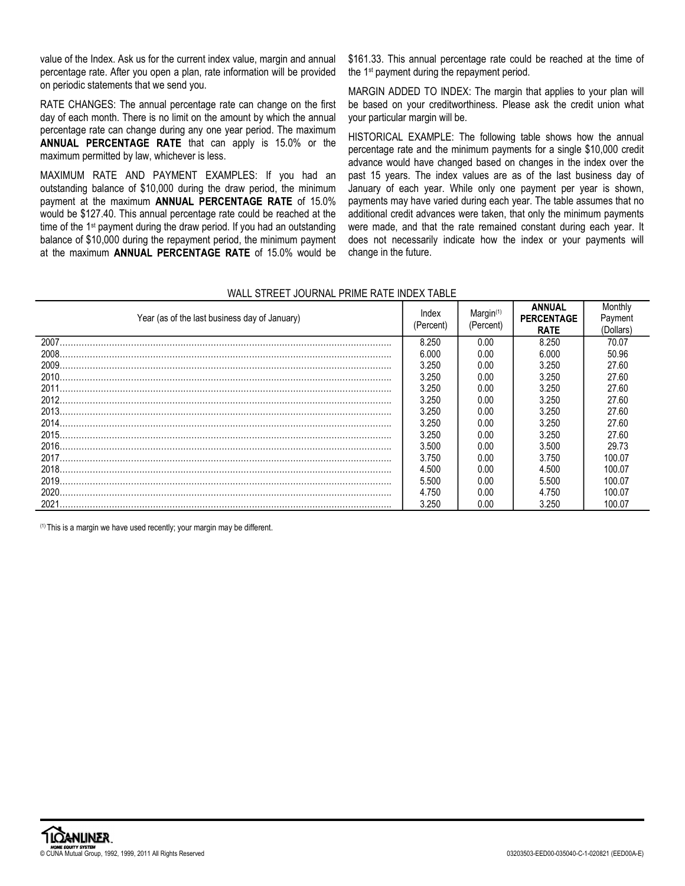value of the Index. Ask us for the current index value, margin and annual percentage rate. After you open a plan, rate information will be provided on periodic statements that we send you.

RATE CHANGES: The annual percentage rate can change on the first day of each month. There is no limit on the amount by which the annual percentage rate can change during any one year period. The maximum **ANNUAL PERCENTAGE RATE** that can apply is 15.0% or the maximum permitted by law, whichever is less.

MAXIMUM RATE AND PAYMENT EXAMPLES: If you had an outstanding balance of $10,000 during the draw period, the minimum payment at the maximum **ANNUAL PERCENTAGE RATE** of 15.0% would be $127.40. This annual percentage rate could be reached at the time of the 1st payment during the draw period. If you had an outstanding balance of $10,000 during the repayment period, the minimum payment at the maximum **ANNUAL PERCENTAGE RATE** of 15.0% would be $161.33. This annual percentage rate could be reached at the time of the 1st payment during the repayment period.

MARGIN ADDED TO INDEX: The margin that applies to your plan will be based on your creditworthiness. Please ask the credit union what your particular margin will be.

HISTORICAL EXAMPLE: The following table shows how the annual percentage rate and the minimum payments for a single $10,000 credit advance would have changed based on changes in the index over the past 15 years. The index values are as of the last business day of January of each year. While only one payment per year is shown, payments may have varied during each year. The table assumes that no additional credit advances were taken, that only the minimum payments were made, and that the rate remained constant during each year. It does not necessarily indicate how the index or your payments will change in the future.

WALL STREET JOURNAL PRIME RATE INDEX TABLE

| Year (as of the last business day of January) | Index (Percent) | Margin[1] (Percent) | **ANNUAL PERCENTAGE RATE** | Monthly Payment (Dollars) |
|---|---|---|---|---|
| 2007 | 8.250 | 0.00 | 8.250 | 70.07 |
| 2008 | 6.000 | 0.00 | 6.000 | 50.96 |
| 2009 | 3.250 | 0.00 | 3.250 | 27.60 |
| 2010 | 3.250 | 0.00 | 3.250 | 27.60 |
| 2011 | 3.250 | 0.00 | 3.250 | 27.60 |
| 2012 | 3.250 | 0.00 | 3.250 | 27.60 |
| 2013 | 3.250 | 0.00 | 3.250 | 27.60 |
| 2014 | 3.250 | 0.00 | 3.250 | 27.60 |
| 2015 | 3.250 | 0.00 | 3.250 | 27.60 |
| 2016 | 3.500 | 0.00 | 3.500 | 29.73 |
| 2017 | 3.750 | 0.00 | 3.750 | 100.07 |
| 2018 | 4.500 | 0.00 | 4.500 | 100.07 |
| 2019 | 5.500 | 0.00 | 5.500 | 100.07 |
| 2020 | 4.750 | 0.00 | 4.750 | 100.07 |
| 2021 | 3.250 | 0.00 | 3.250 | 100.07 |

[1] This is a margin we have used recently; your margin may be different.

LOANLINER HOME EQUITY SYSTEM
© CUNA Mutual Group, 1992, 1999, 2011 All Rights Reserved

03203503-EED00-035040-C-1-020821 (EED00A-E)